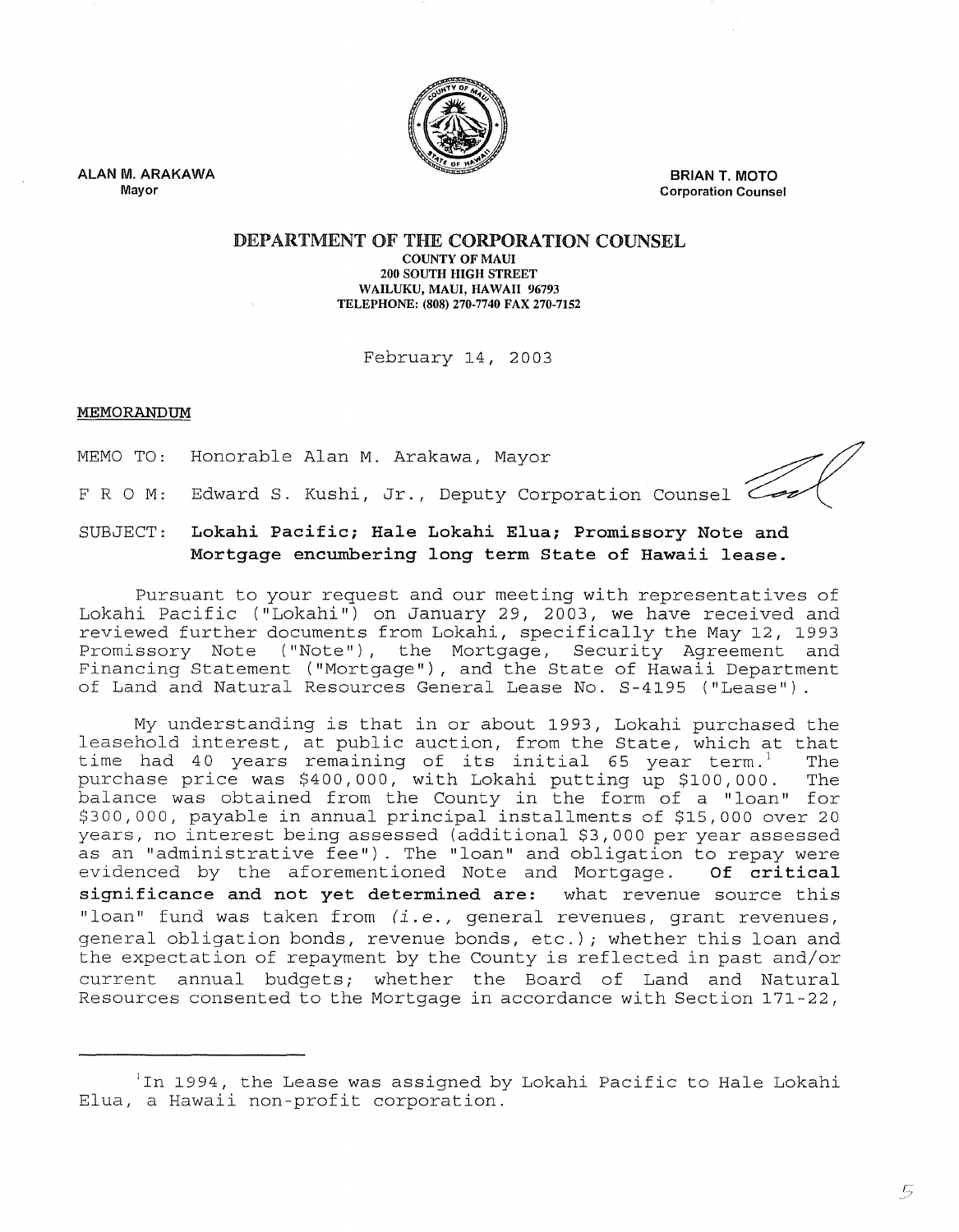ALAN M. ARAKAWA
Mayor

BRIAN T. MOTO
Corporation Counsel

# DEPARTMENT OF THE CORPORATION COUNSEL

COUNTY OF MAUI
200 SOUTH HIGH STREET
WAILUKU, MAUI, HAWAII 96793
TELEPHONE: (808) 270-7740 FAX 270-7152

February 14, 2003

MEMORANDUM

MEMO TO: Honorable Alan M. Arakawa, Mayor

F R O M: Edward S. Kushi, Jr., Deputy Corporation Counsel

SUBJECT: **Lokahi Pacific; Hale Lokahi Elua; Promissory Note and Mortgage encumbering long term State of Hawaii lease.**

Pursuant to your request and our meeting with representatives of Lokahi Pacific ("Lokahi") on January 29, 2003, we have received and reviewed further documents from Lokahi, specifically the May 12, 1993 Promissory Note ("Note"), the Mortgage, Security Agreement and Financing Statement ("Mortgage"), and the State of Hawaii Department of Land and Natural Resources General Lease No. S-4195 ("Lease").

My understanding is that in or about 1993, Lokahi purchased the leasehold interest, at public auction, from the State, which at that time had 40 years remaining of its initial 65 year term.[1] The purchase price was $400,000, with Lokahi putting up $100,000. The balance was obtained from the County in the form of a "loan" for $300,000, payable in annual principal installments of $15,000 over 20 years, no interest being assessed (additional $3,000 per year assessed as an "administrative fee"). The "loan" and obligation to repay were evidenced by the aforementioned Note and Mortgage. **Of critical significance and not yet determined are:** what revenue source this "loan" fund was taken from (*i.e.*, general revenues, grant revenues, general obligation bonds, revenue bonds, etc.); whether this loan and the expectation of repayment by the County is reflected in past and/or current annual budgets; whether the Board of Land and Natural Resources consented to the Mortgage in accordance with Section 171-22,

[1] In 1994, the Lease was assigned by Lokahi Pacific to Hale Lokahi Elua, a Hawaii non-profit corporation.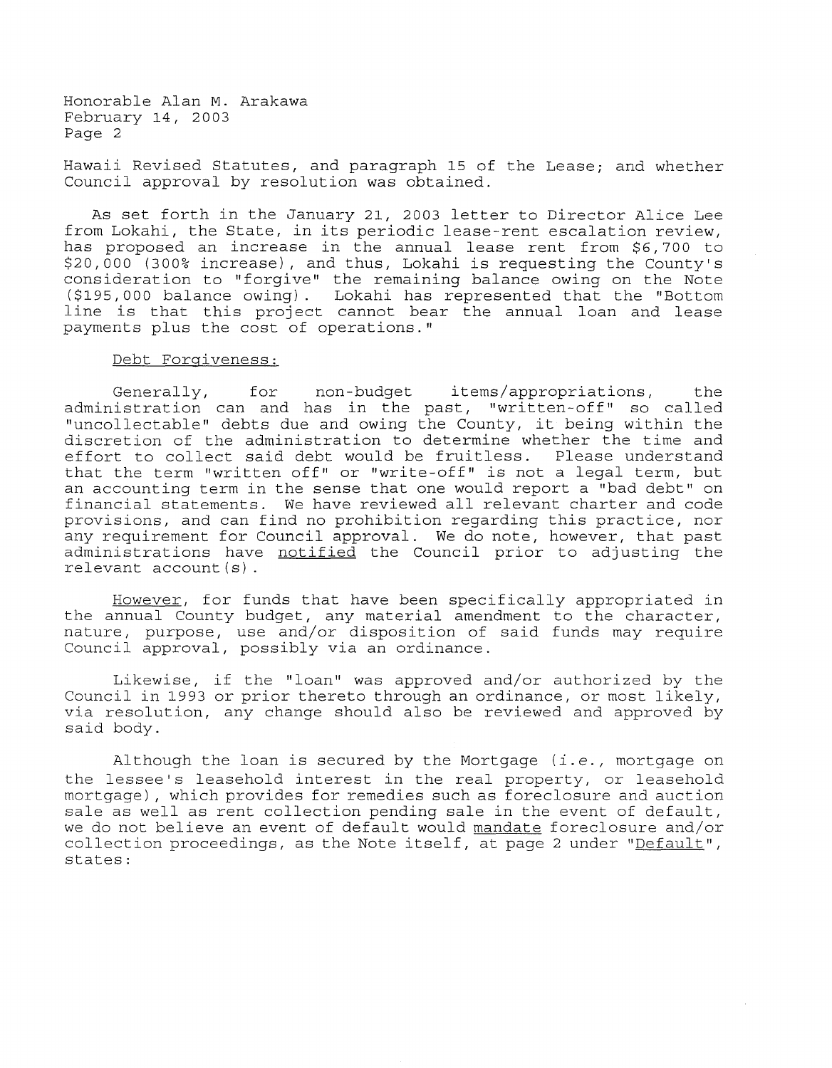Hawaii Revised Statutes, and paragraph 15 of the Lease; and whether Council approval by resolution was obtained.

As set forth in the January 21, 2003 letter to Director Alice Lee from Lokahi, the State, in its periodic lease-rent escalation review, has proposed an increase in the annual lease rent from $6,700 to $20,000 (300% increase), and thus, Lokahi is requesting the County's consideration to "forgive" the remaining balance owing on the Note ($195,000 balance owing). Lokahi has represented that the "Bottom line is that this project cannot bear the annual loan and lease payments plus the cost of operations."

<u>Debt Forgiveness:</u>

Generally, for non-budget items/appropriations, the administration can and has in the past, "written-off" so called "uncollectable" debts due and owing the County, it being within the discretion of the administration to determine whether the time and effort to collect said debt would be fruitless. Please understand that the term "written off" or "write-off" is not a legal term, but an accounting term in the sense that one would report a "bad debt" on financial statements. We have reviewed all relevant charter and code provisions, and can find no prohibition regarding this practice, nor any requirement for Council approval. We do note, however, that past administrations have <u>notified</u> the Council prior to adjusting the relevant account(s).

<u>However</u>, for funds that have been specifically appropriated in the annual County budget, any material amendment to the character, nature, purpose, use and/or disposition of said funds may require Council approval, possibly via an ordinance.

Likewise, if the "loan" was approved and/or authorized by the Council in 1993 or prior thereto through an ordinance, or most likely, via resolution, any change should also be reviewed and approved by said body.

Although the loan is secured by the Mortgage (*i.e.*, mortgage on the lessee's leasehold interest in the real property, or leasehold mortgage), which provides for remedies such as foreclosure and auction sale as well as rent collection pending sale in the event of default, we do not believe an event of default would <u>mandate</u> foreclosure and/or collection proceedings, as the Note itself, at page 2 under "<u>Default</u>", states: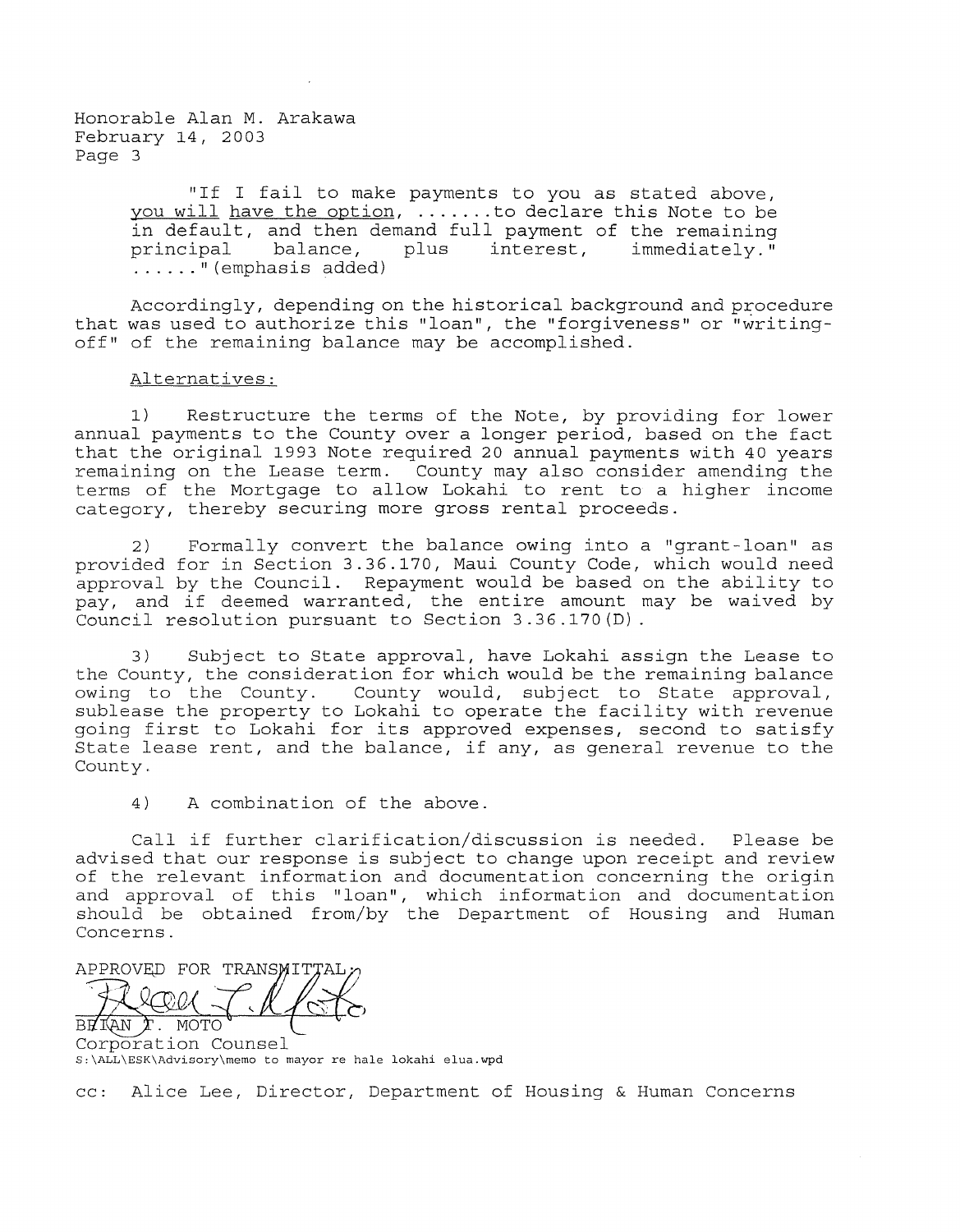"If I fail to make payments to you as stated above, you will have the option, .......to declare this Note to be in default, and then demand full payment of the remaining principal balance, plus interest, immediately." ......"(emphasis added)

Accordingly, depending on the historical background and procedure that was used to authorize this "loan", the "forgiveness" or "writing-off" of the remaining balance may be accomplished.

Alternatives:

1) Restructure the terms of the Note, by providing for lower annual payments to the County over a longer period, based on the fact that the original 1993 Note required 20 annual payments with 40 years remaining on the Lease term. County may also consider amending the terms of the Mortgage to allow Lokahi to rent to a higher income category, thereby securing more gross rental proceeds.

2) Formally convert the balance owing into a "grant-loan" as provided for in Section 3.36.170, Maui County Code, which would need approval by the Council. Repayment would be based on the ability to pay, and if deemed warranted, the entire amount may be waived by Council resolution pursuant to Section 3.36.170(D).

3) Subject to State approval, have Lokahi assign the Lease to the County, the consideration for which would be the remaining balance owing to the County. County would, subject to State approval, sublease the property to Lokahi to operate the facility with revenue going first to Lokahi for its approved expenses, second to satisfy State lease rent, and the balance, if any, as general revenue to the County.

4) A combination of the above.

Call if further clarification/discussion is needed. Please be advised that our response is subject to change upon receipt and review of the relevant information and documentation concerning the origin and approval of this "loan", which information and documentation should be obtained from/by the Department of Housing and Human Concerns.

APPROVED FOR TRANSMITTAL:

BRIAN T. MOTO
Corporation Counsel

S:\ALL\ESK\Advisory\memo to mayor re hale lokahi elua.wpd

cc: Alice Lee, Director, Department of Housing & Human Concerns